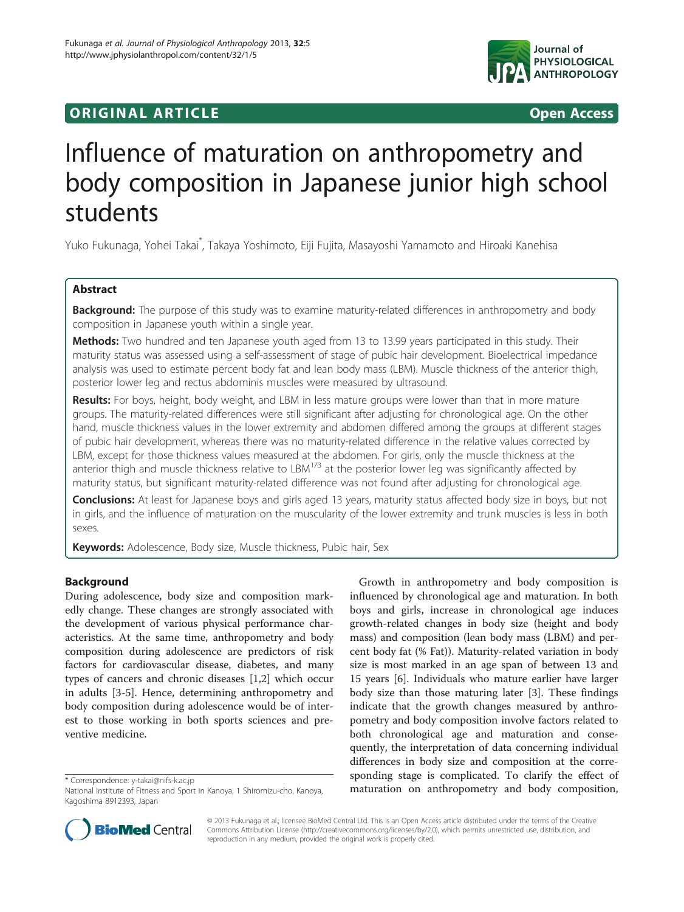**ORIGINAL ARTICLE** **Open Access**

# Influence of maturation on anthropometry and body composition in Japanese junior high school students

Yuko Fukunaga, Yohei Takai*, Takaya Yoshimoto, Eiji Fujita, Masayoshi Yamamoto and Hiroaki Kanehisa

## Abstract

**Background:** The purpose of this study was to examine maturity-related differences in anthropometry and body composition in Japanese youth within a single year.

**Methods:** Two hundred and ten Japanese youth aged from 13 to 13.99 years participated in this study. Their maturity status was assessed using a self-assessment of stage of pubic hair development. Bioelectrical impedance analysis was used to estimate percent body fat and lean body mass (LBM). Muscle thickness of the anterior thigh, posterior lower leg and rectus abdominis muscles were measured by ultrasound.

**Results:** For boys, height, body weight, and LBM in less mature groups were lower than that in more mature groups. The maturity-related differences were still significant after adjusting for chronological age. On the other hand, muscle thickness values in the lower extremity and abdomen differed among the groups at different stages of pubic hair development, whereas there was no maturity-related difference in the relative values corrected by LBM, except for those thickness values measured at the abdomen. For girls, only the muscle thickness at the anterior thigh and muscle thickness relative to $LBM^{1/3}$ at the posterior lower leg was significantly affected by maturity status, but significant maturity-related difference was not found after adjusting for chronological age.

**Conclusions:** At least for Japanese boys and girls aged 13 years, maturity status affected body size in boys, but not in girls, and the influence of maturation on the muscularity of the lower extremity and trunk muscles is less in both sexes.

**Keywords:** Adolescence, Body size, Muscle thickness, Pubic hair, Sex

## Background

During adolescence, body size and composition markedly change. These changes are strongly associated with the development of various physical performance characteristics. At the same time, anthropometry and body composition during adolescence are predictors of risk factors for cardiovascular disease, diabetes, and many types of cancers and chronic diseases [1,2] which occur in adults [3-5]. Hence, determining anthropometry and body composition during adolescence would be of interest to those working in both sports sciences and preventive medicine.

Growth in anthropometry and body composition is influenced by chronological age and maturation. In both boys and girls, increase in chronological age induces growth-related changes in body size (height and body mass) and composition (lean body mass (LBM) and percent body fat (% Fat)). Maturity-related variation in body size is most marked in an age span of between 13 and 15 years [6]. Individuals who mature earlier have larger body size than those maturing later [3]. These findings indicate that the growth changes measured by anthropometry and body composition involve factors related to both chronological age and maturation and consequently, the interpretation of data concerning individual differences in body size and composition at the corresponding stage is complicated. To clarify the effect of maturation on anthropometry and body composition,

\* Correspondence: y-takai@nifs-k.ac.jp
National Institute of Fitness and Sport in Kanoya, 1 Shiromizu-cho, Kanoya, Kagoshima 8912393, Japan

© 2013 Fukunaga et al.; licensee BioMed Central Ltd. This is an Open Access article distributed under the terms of the Creative Commons Attribution License (http://creativecommons.org/licenses/by/2.0), which permits unrestricted use, distribution, and reproduction in any medium, provided the original work is properly cited.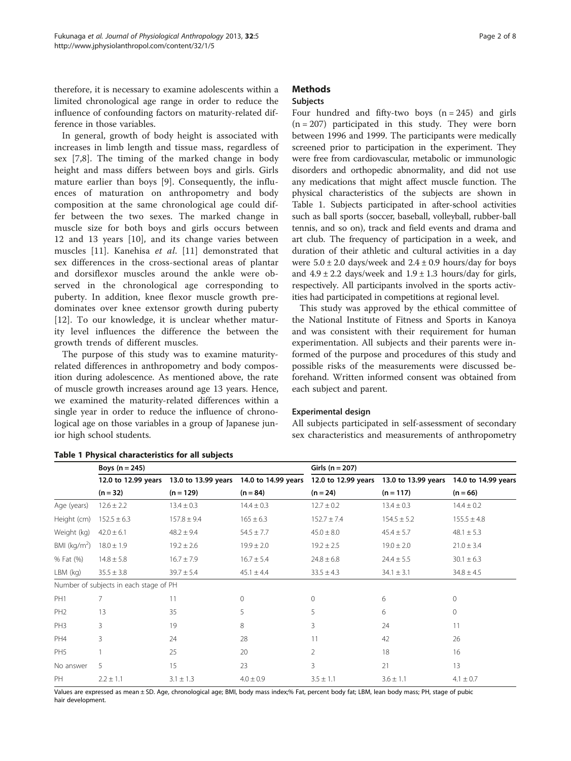therefore, it is necessary to examine adolescents within a limited chronological age range in order to reduce the influence of confounding factors on maturity-related difference in those variables.

In general, growth of body height is associated with increases in limb length and tissue mass, regardless of sex [7,8]. The timing of the marked change in body height and mass differs between boys and girls. Girls mature earlier than boys [9]. Consequently, the influences of maturation on anthropometry and body composition at the same chronological age could differ between the two sexes. The marked change in muscle size for both boys and girls occurs between 12 and 13 years [10], and its change varies between muscles [11]. Kanehisa *et al.* [11] demonstrated that sex differences in the cross-sectional areas of plantar and dorsiflexor muscles around the ankle were observed in the chronological age corresponding to puberty. In addition, knee flexor muscle growth predominates over knee extensor growth during puberty [12]. To our knowledge, it is unclear whether maturity level influences the difference the between the growth trends of different muscles.

The purpose of this study was to examine maturity-related differences in anthropometry and body composition during adolescence. As mentioned above, the rate of muscle growth increases around age 13 years. Hence, we examined the maturity-related differences within a single year in order to reduce the influence of chronological age on those variables in a group of Japanese junior high school students.

## Methods

### Subjects

Four hundred and fifty-two boys (n = 245) and girls (n = 207) participated in this study. They were born between 1996 and 1999. The participants were medically screened prior to participation in the experiment. They were free from cardiovascular, metabolic or immunologic disorders and orthopedic abnormality, and did not use any medications that might affect muscle function. The physical characteristics of the subjects are shown in Table 1. Subjects participated in after-school activities such as ball sports (soccer, baseball, volleyball, rubber-ball tennis, and so on), track and field events and drama and art club. The frequency of participation in a week, and duration of their athletic and cultural activities in a day were 5.0 ± 2.0 days/week and 2.4 ± 0.9 hours/day for boys and 4.9 ± 2.2 days/week and 1.9 ± 1.3 hours/day for girls, respectively. All participants involved in the sports activities had participated in competitions at regional level.

This study was approved by the ethical committee of the National Institute of Fitness and Sports in Kanoya and was consistent with their requirement for human experimentation. All subjects and their parents were informed of the purpose and procedures of this study and possible risks of the measurements were discussed beforehand. Written informed consent was obtained from each subject and parent.

### Experimental design

All subjects participated in self-assessment of secondary sex characteristics and measurements of anthropometry

**Table 1 Physical characteristics for all subjects**

| | Boys (n = 245) | | | Girls (n = 207) | | |
|---|---|---|---|---|---|---|
| | 12.0 to 12.99 years (n = 32) | 13.0 to 13.99 years (n = 129) | 14.0 to 14.99 years (n = 84) | 12.0 to 12.99 years (n = 24) | 13.0 to 13.99 years (n = 117) | 14.0 to 14.99 years (n = 66) |
| Age (years) | 12.6 ± 2.2 | 13.4 ± 0.3 | 14.4 ± 0.3 | 12.7 ± 0.2 | 13.4 ± 0.3 | 14.4 ± 0.2 |
| Height (cm) | 152.5 ± 6.3 | 157.8 ± 9.4 | 165 ± 6.3 | 152.7 ± 7.4 | 154.5 ± 5.2 | 155.5 ± 4.8 |
| Weight (kg) | 42.0 ± 6.1 | 48.2 ± 9.4 | 54.5 ± 7.7 | 45.0 ± 8.0 | 45.4 ± 5.7 | 48.1 ± 5.3 |
| BMI (kg/m$^2$) | 18.0 ± 1.9 | 19.2 ± 2.6 | 19.9 ± 2.0 | 19.2 ± 2.5 | 19.0 ± 2.0 | 21.0 ± 3.4 |
| % Fat (%) | 14.8 ± 5.8 | 16.7 ± 7.9 | 16.7 ± 5.4 | 24.8 ± 6.8 | 24.4 ± 5.5 | 30.1 ± 6.3 |
| LBM (kg) | 35.5 ± 3.8 | 39.7 ± 5.4 | 45.1 ± 4.4 | 33.5 ± 4.3 | 34.1 ± 3.1 | 34.8 ± 4.5 |
| Number of subjects in each stage of PH | | | | | | |
| PH1 | 7 | 11 | 0 | 0 | 6 | 0 |
| PH2 | 13 | 35 | 5 | 5 | 6 | 0 |
| PH3 | 3 | 19 | 8 | 3 | 24 | 11 |
| PH4 | 3 | 24 | 28 | 11 | 42 | 26 |
| PH5 | 1 | 25 | 20 | 2 | 18 | 16 |
| No answer | 5 | 15 | 23 | 3 | 21 | 13 |
| PH | 2.2 ± 1.1 | 3.1 ± 1.3 | 4.0 ± 0.9 | 3.5 ± 1.1 | 3.6 ± 1.1 | 4.1 ± 0.7 |

Values are expressed as mean ± SD. Age, chronological age; BMI, body mass index;% Fat, percent body fat; LBM, lean body mass; PH, stage of pubic hair development.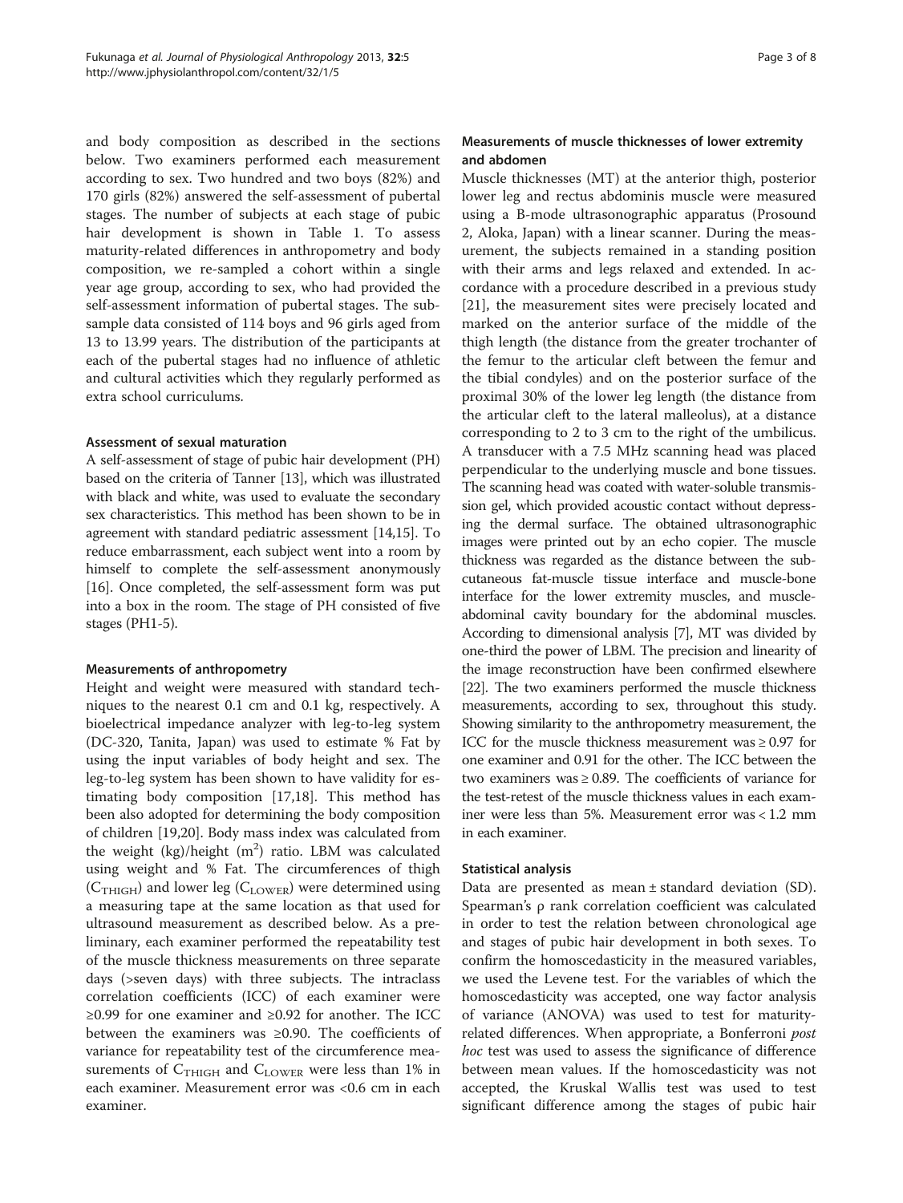and body composition as described in the sections below. Two examiners performed each measurement according to sex. Two hundred and two boys (82%) and 170 girls (82%) answered the self-assessment of pubertal stages. The number of subjects at each stage of pubic hair development is shown in Table 1. To assess maturity-related differences in anthropometry and body composition, we re-sampled a cohort within a single year age group, according to sex, who had provided the self-assessment information of pubertal stages. The subsample data consisted of 114 boys and 96 girls aged from 13 to 13.99 years. The distribution of the participants at each of the pubertal stages had no influence of athletic and cultural activities which they regularly performed as extra school curriculums.

### Assessment of sexual maturation

A self-assessment of stage of pubic hair development (PH) based on the criteria of Tanner [13], which was illustrated with black and white, was used to evaluate the secondary sex characteristics. This method has been shown to be in agreement with standard pediatric assessment [14,15]. To reduce embarrassment, each subject went into a room by himself to complete the self-assessment anonymously [16]. Once completed, the self-assessment form was put into a box in the room. The stage of PH consisted of five stages (PH1-5).

### Measurements of anthropometry

Height and weight were measured with standard techniques to the nearest 0.1 cm and 0.1 kg, respectively. A bioelectrical impedance analyzer with leg-to-leg system (DC-320, Tanita, Japan) was used to estimate % Fat by using the input variables of body height and sex. The leg-to-leg system has been shown to have validity for estimating body composition [17,18]. This method has been also adopted for determining the body composition of children [19,20]. Body mass index was calculated from the weight (kg)/height ($m^2$) ratio. LBM was calculated using weight and % Fat. The circumferences of thigh ($C_{THIGH}$) and lower leg ($C_{LOWER}$) were determined using a measuring tape at the same location as that used for ultrasound measurement as described below. As a preliminary, each examiner performed the repeatability test of the muscle thickness measurements on three separate days (>seven days) with three subjects. The intraclass correlation coefficients (ICC) of each examiner were ≥0.99 for one examiner and ≥0.92 for another. The ICC between the examiners was ≥0.90. The coefficients of variance for repeatability test of the circumference measurements of $C_{THIGH}$ and $C_{LOWER}$ were less than 1% in each examiner. Measurement error was <0.6 cm in each examiner.

### Measurements of muscle thicknesses of lower extremity and abdomen

Muscle thicknesses (MT) at the anterior thigh, posterior lower leg and rectus abdominis muscle were measured using a B-mode ultrasonographic apparatus (Prosound 2, Aloka, Japan) with a linear scanner. During the measurement, the subjects remained in a standing position with their arms and legs relaxed and extended. In accordance with a procedure described in a previous study [21], the measurement sites were precisely located and marked on the anterior surface of the middle of the thigh length (the distance from the greater trochanter of the femur to the articular cleft between the femur and the tibial condyles) and on the posterior surface of the proximal 30% of the lower leg length (the distance from the articular cleft to the lateral malleolus), at a distance corresponding to 2 to 3 cm to the right of the umbilicus. A transducer with a 7.5 MHz scanning head was placed perpendicular to the underlying muscle and bone tissues. The scanning head was coated with water-soluble transmission gel, which provided acoustic contact without depressing the dermal surface. The obtained ultrasonographic images were printed out by an echo copier. The muscle thickness was regarded as the distance between the subcutaneous fat-muscle tissue interface and muscle-bone interface for the lower extremity muscles, and muscle-abdominal cavity boundary for the abdominal muscles. According to dimensional analysis [7], MT was divided by one-third the power of LBM. The precision and linearity of the image reconstruction have been confirmed elsewhere [22]. The two examiners performed the muscle thickness measurements, according to sex, throughout this study. Showing similarity to the anthropometry measurement, the ICC for the muscle thickness measurement was ≥ 0.97 for one examiner and 0.91 for the other. The ICC between the two examiners was ≥ 0.89. The coefficients of variance for the test-retest of the muscle thickness values in each examiner were less than 5%. Measurement error was < 1.2 mm in each examiner.

### Statistical analysis

Data are presented as mean ± standard deviation (SD). Spearman's ρ rank correlation coefficient was calculated in order to test the relation between chronological age and stages of pubic hair development in both sexes. To confirm the homoscedasticity in the measured variables, we used the Levene test. For the variables of which the homoscedasticity was accepted, one way factor analysis of variance (ANOVA) was used to test for maturity-related differences. When appropriate, a Bonferroni *post hoc* test was used to assess the significance of difference between mean values. If the homoscedasticity was not accepted, the Kruskal Wallis test was used to test significant difference among the stages of pubic hair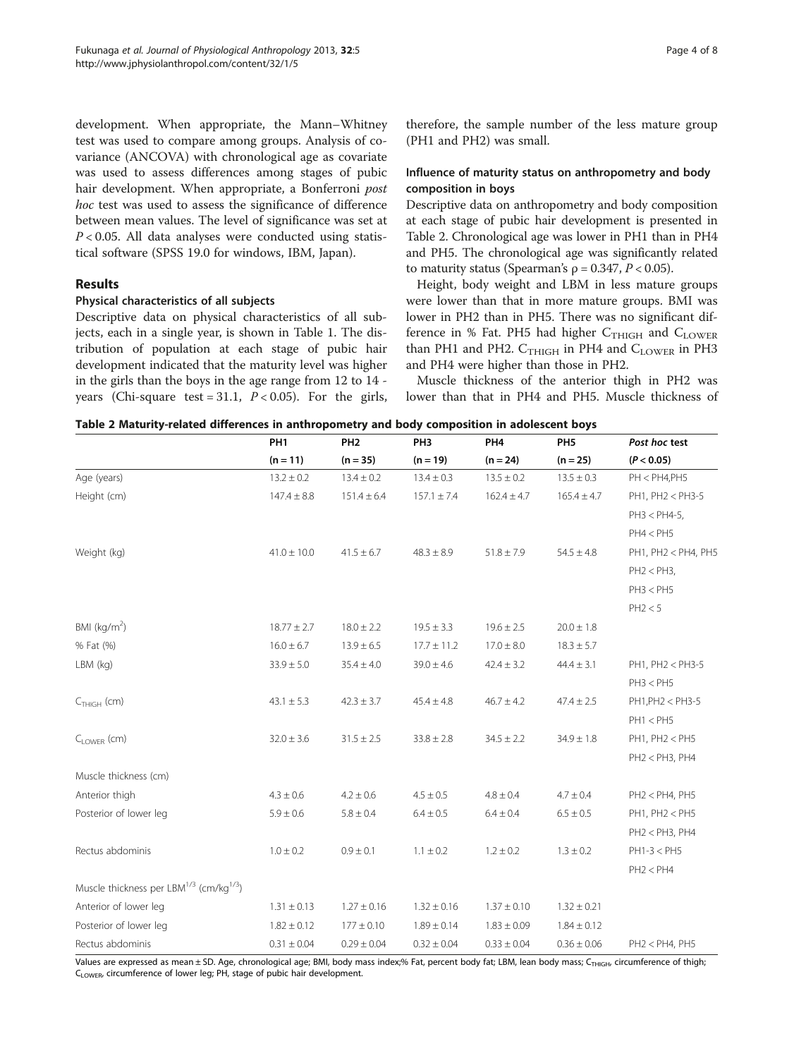development. When appropriate, the Mann–Whitney test was used to compare among groups. Analysis of covariance (ANCOVA) with chronological age as covariate was used to assess differences among stages of pubic hair development. When appropriate, a Bonferroni *post hoc* test was used to assess the significance of difference between mean values. The level of significance was set at $P < 0.05$. All data analyses were conducted using statistical software (SPSS 19.0 for windows, IBM, Japan).

## Results

### Physical characteristics of all subjects

Descriptive data on physical characteristics of all subjects, each in a single year, is shown in Table 1. The distribution of population at each stage of pubic hair development indicated that the maturity level was higher in the girls than the boys in the age range from 12 to 14 - years (Chi-square test = 31.1, $P < 0.05$). For the girls, therefore, the sample number of the less mature group (PH1 and PH2) was small.

### Influence of maturity status on anthropometry and body composition in boys

Descriptive data on anthropometry and body composition at each stage of pubic hair development is presented in Table 2. Chronological age was lower in PH1 than in PH4 and PH5. The chronological age was significantly related to maturity status (Spearman's $\rho = 0.347$, $P < 0.05$).

Height, body weight and LBM in less mature groups were lower than that in more mature groups. BMI was lower in PH2 than in PH5. There was no significant difference in % Fat. PH5 had higher $C_{THIGH}$ and $C_{LOWER}$ than PH1 and PH2. $C_{THIGH}$ in PH4 and $C_{LOWER}$ in PH3 and PH4 were higher than those in PH2.

Muscle thickness of the anterior thigh in PH2 was lower than that in PH4 and PH5. Muscle thickness of

**Table 2 Maturity-related differences in anthropometry and body composition in adolescent boys**

| | PH1 | PH2 | PH3 | PH4 | PH5 | *Post hoc* test |
|---|---|---|---|---|---|---|
| | (n = 11) | (n = 35) | (n = 19) | (n = 24) | (n = 25) | ($P < 0.05$) |
| Age (years) | 13.2 ± 0.2 | 13.4 ± 0.2 | 13.4 ± 0.3 | 13.5 ± 0.2 | 13.5 ± 0.3 | PH < PH4,PH5 |
| Height (cm) | 147.4 ± 8.8 | 151.4 ± 6.4 | 157.1 ± 7.4 | 162.4 ± 4.7 | 165.4 ± 4.7 | PH1, PH2 < PH3-5 |
| | | | | | | PH3 < PH4-5, |
| | | | | | | PH4 < PH5 |
| Weight (kg) | 41.0 ± 10.0 | 41.5 ± 6.7 | 48.3 ± 8.9 | 51.8 ± 7.9 | 54.5 ± 4.8 | PH1, PH2 < PH4, PH5 |
| | | | | | | PH2 < PH3, |
| | | | | | | PH3 < PH5 |
| | | | | | | PH2 < 5 |
| BMI (kg/m$^2$) | 18.77 ± 2.7 | 18.0 ± 2.2 | 19.5 ± 3.3 | 19.6 ± 2.5 | 20.0 ± 1.8 | |
| % Fat (%) | 16.0 ± 6.7 | 13.9 ± 6.5 | 17.7 ± 11.2 | 17.0 ± 8.0 | 18.3 ± 5.7 | |
| LBM (kg) | 33.9 ± 5.0 | 35.4 ± 4.0 | 39.0 ± 4.6 | 42.4 ± 3.2 | 44.4 ± 3.1 | PH1, PH2 < PH3-5 |
| | | | | | | PH3 < PH5 |
| $C_{THIGH}$ (cm) | 43.1 ± 5.3 | 42.3 ± 3.7 | 45.4 ± 4.8 | 46.7 ± 4.2 | 47.4 ± 2.5 | PH1,PH2 < PH3-5 |
| | | | | | | PH1 < PH5 |
| $C_{LOWER}$ (cm) | 32.0 ± 3.6 | 31.5 ± 2.5 | 33.8 ± 2.8 | 34.5 ± 2.2 | 34.9 ± 1.8 | PH1, PH2 < PH5 |
| | | | | | | PH2 < PH3, PH4 |
| Muscle thickness (cm) | | | | | | |
| Anterior thigh | 4.3 ± 0.6 | 4.2 ± 0.6 | 4.5 ± 0.5 | 4.8 ± 0.4 | 4.7 ± 0.4 | PH2 < PH4, PH5 |
| Posterior of lower leg | 5.9 ± 0.6 | 5.8 ± 0.4 | 6.4 ± 0.5 | 6.4 ± 0.4 | 6.5 ± 0.5 | PH1, PH2 < PH5 |
| | | | | | | PH2 < PH3, PH4 |
| Rectus abdominis | 1.0 ± 0.2 | 0.9 ± 0.1 | 1.1 ± 0.2 | 1.2 ± 0.2 | 1.3 ± 0.2 | PH1-3 < PH5 |
| | | | | | | PH2 < PH4 |
| Muscle thickness per LBM$^{1/3}$ (cm/kg$^{1/3}$) | | | | | | |
| Anterior of lower leg | 1.31 ± 0.13 | 1.27 ± 0.16 | 1.32 ± 0.16 | 1.37 ± 0.10 | 1.32 ± 0.21 | |
| Posterior of lower leg | 1.82 ± 0.12 | 177 ± 0.10 | 1.89 ± 0.14 | 1.83 ± 0.09 | 1.84 ± 0.12 | |
| Rectus abdominis | 0.31 ± 0.04 | 0.29 ± 0.04 | 0.32 ± 0.04 | 0.33 ± 0.04 | 0.36 ± 0.06 | PH2 < PH4, PH5 |

Values are expressed as mean ± SD. Age, chronological age; BMI, body mass index;% Fat, percent body fat; LBM, lean body mass; $C_{THIGH}$, circumference of thigh; $C_{LOWER}$, circumference of lower leg; PH, stage of pubic hair development.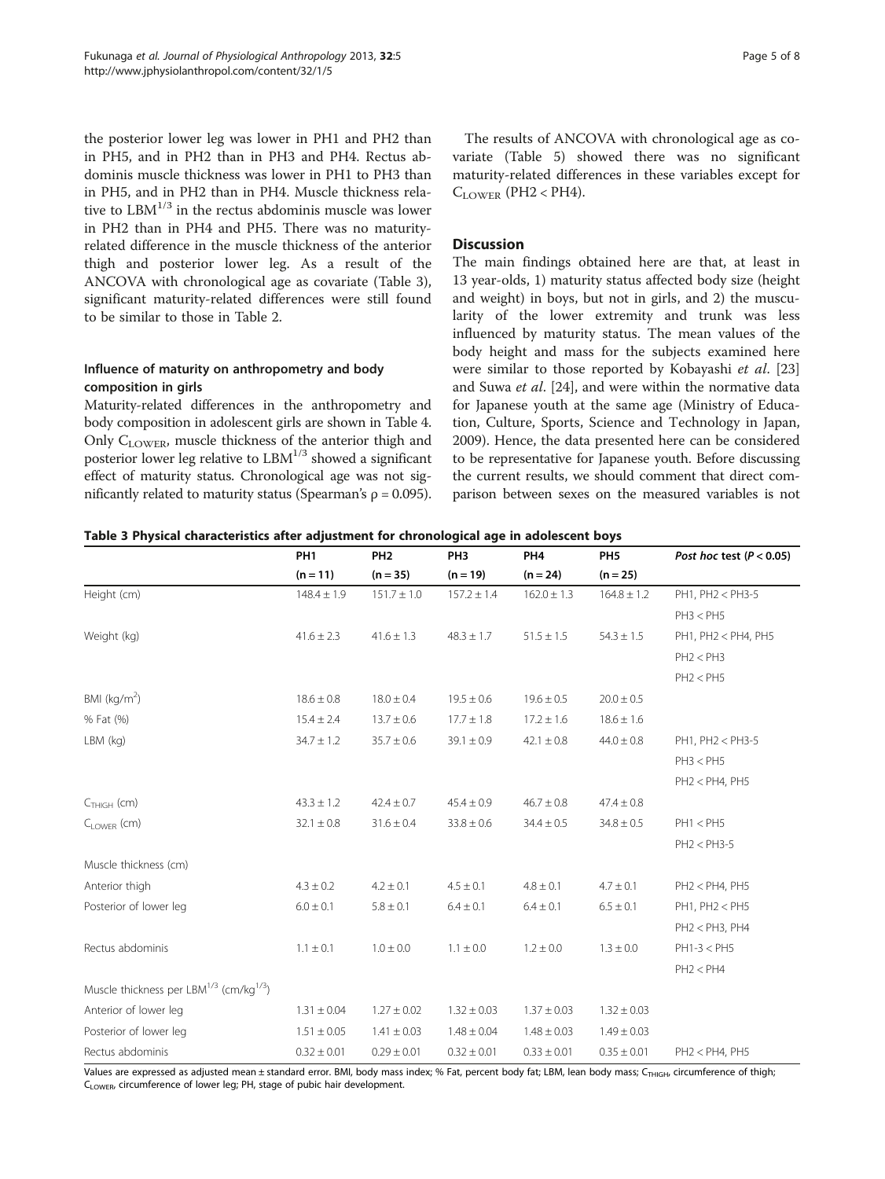the posterior lower leg was lower in PH1 and PH2 than in PH5, and in PH2 than in PH3 and PH4. Rectus abdominis muscle thickness was lower in PH1 to PH3 than in PH5, and in PH2 than in PH4. Muscle thickness relative to $LBM^{1/3}$ in the rectus abdominis muscle was lower in PH2 than in PH4 and PH5. There was no maturity-related difference in the muscle thickness of the anterior thigh and posterior lower leg. As a result of the ANCOVA with chronological age as covariate (Table 3), significant maturity-related differences were still found to be similar to those in Table 2.

### Influence of maturity on anthropometry and body composition in girls

Maturity-related differences in the anthropometry and body composition in adolescent girls are shown in Table 4. Only $C_{LOWER}$, muscle thickness of the anterior thigh and posterior lower leg relative to $LBM^{1/3}$ showed a significant effect of maturity status. Chronological age was not significantly related to maturity status (Spearman's $\rho = 0.095$).

The results of ANCOVA with chronological age as covariate (Table 5) showed there was no significant maturity-related differences in these variables except for $C_{LOWER}$ (PH2 < PH4).

## Discussion

The main findings obtained here are that, at least in 13 year-olds, 1) maturity status affected body size (height and weight) in boys, but not in girls, and 2) the muscularity of the lower extremity and trunk was less influenced by maturity status. The mean values of the body height and mass for the subjects examined here were similar to those reported by Kobayashi *et al*. [23] and Suwa *et al*. [24], and were within the normative data for Japanese youth at the same age (Ministry of Education, Culture, Sports, Science and Technology in Japan, 2009). Hence, the data presented here can be considered to be representative for Japanese youth. Before discussing the current results, we should comment that direct comparison between sexes on the measured variables is not

**Table 3 Physical characteristics after adjustment for chronological age in adolescent boys**

| | PH1 | PH2 | PH3 | PH4 | PH5 | *Post hoc* test ($P < 0.05$) |
|---|---|---|---|---|---|---|
| | (n = 11) | (n = 35) | (n = 19) | (n = 24) | (n = 25) | |
| Height (cm) | 148.4 ± 1.9 | 151.7 ± 1.0 | 157.2 ± 1.4 | 162.0 ± 1.3 | 164.8 ± 1.2 | PH1, PH2 < PH3-5 |
| | | | | | | PH3 < PH5 |
| Weight (kg) | 41.6 ± 2.3 | 41.6 ± 1.3 | 48.3 ± 1.7 | 51.5 ± 1.5 | 54.3 ± 1.5 | PH1, PH2 < PH4, PH5 |
| | | | | | | PH2 < PH3 |
| | | | | | | PH2 < PH5 |
| BMI (kg/m$^2$) | 18.6 ± 0.8 | 18.0 ± 0.4 | 19.5 ± 0.6 | 19.6 ± 0.5 | 20.0 ± 0.5 | |
| % Fat (%) | 15.4 ± 2.4 | 13.7 ± 0.6 | 17.7 ± 1.8 | 17.2 ± 1.6 | 18.6 ± 1.6 | |
| LBM (kg) | 34.7 ± 1.2 | 35.7 ± 0.6 | 39.1 ± 0.9 | 42.1 ± 0.8 | 44.0 ± 0.8 | PH1, PH2 < PH3-5 |
| | | | | | | PH3 < PH5 |
| | | | | | | PH2 < PH4, PH5 |
| $C_{THIGH}$ (cm) | 43.3 ± 1.2 | 42.4 ± 0.7 | 45.4 ± 0.9 | 46.7 ± 0.8 | 47.4 ± 0.8 | |
| $C_{LOWER}$ (cm) | 32.1 ± 0.8 | 31.6 ± 0.4 | 33.8 ± 0.6 | 34.4 ± 0.5 | 34.8 ± 0.5 | PH1 < PH5 |
| | | | | | | PH2 < PH3-5 |
| Muscle thickness (cm) | | | | | | |
| Anterior thigh | 4.3 ± 0.2 | 4.2 ± 0.1 | 4.5 ± 0.1 | 4.8 ± 0.1 | 4.7 ± 0.1 | PH2 < PH4, PH5 |
| Posterior of lower leg | 6.0 ± 0.1 | 5.8 ± 0.1 | 6.4 ± 0.1 | 6.4 ± 0.1 | 6.5 ± 0.1 | PH1, PH2 < PH5 |
| | | | | | | PH2 < PH3, PH4 |
| Rectus abdominis | 1.1 ± 0.1 | 1.0 ± 0.0 | 1.1 ± 0.0 | 1.2 ± 0.0 | 1.3 ± 0.0 | PH1-3 < PH5 |
| | | | | | | PH2 < PH4 |
| Muscle thickness per $LBM^{1/3}$ (cm/kg$^{1/3}$) | | | | | | |
| Anterior of lower leg | 1.31 ± 0.04 | 1.27 ± 0.02 | 1.32 ± 0.03 | 1.37 ± 0.03 | 1.32 ± 0.03 | |
| Posterior of lower leg | 1.51 ± 0.05 | 1.41 ± 0.03 | 1.48 ± 0.04 | 1.48 ± 0.03 | 1.49 ± 0.03 | |
| Rectus abdominis | 0.32 ± 0.01 | 0.29 ± 0.01 | 0.32 ± 0.01 | 0.33 ± 0.01 | 0.35 ± 0.01 | PH2 < PH4, PH5 |

Values are expressed as adjusted mean ± standard error. BMI, body mass index; % Fat, percent body fat; LBM, lean body mass; $C_{THIGH}$, circumference of thigh; $C_{LOWER}$, circumference of lower leg; PH, stage of pubic hair development.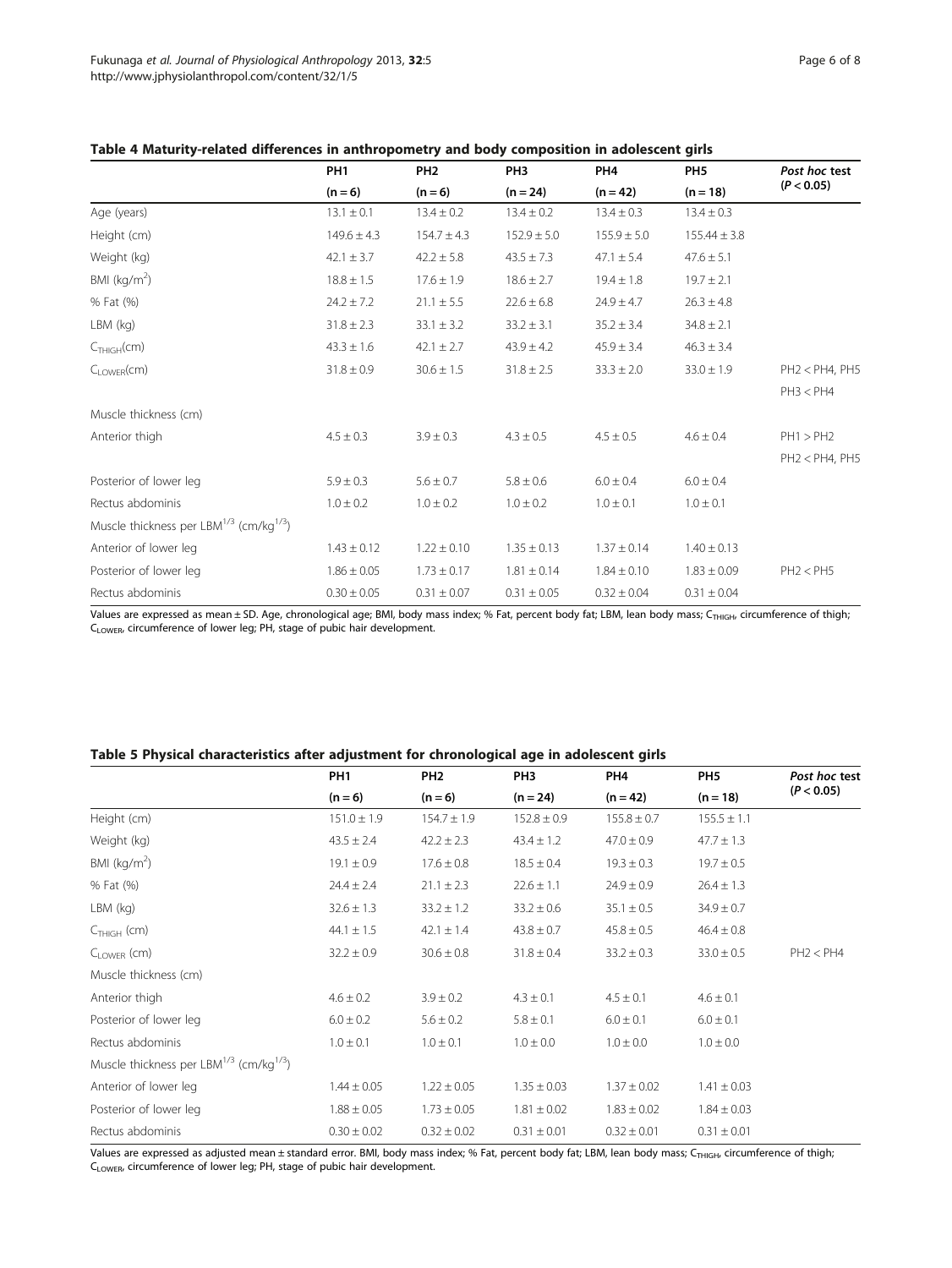**Table 4 Maturity-related differences in anthropometry and body composition in adolescent girls**

| | PH1 (n = 6) | PH2 (n = 6) | PH3 (n = 24) | PH4 (n = 42) | PH5 (n = 18) | *Post hoc* test ($P < 0.05$) |
|---|---|---|---|---|---|---|
| Age (years) | 13.1 ± 0.1 | 13.4 ± 0.2 | 13.4 ± 0.2 | 13.4 ± 0.3 | 13.4 ± 0.3 | |
| Height (cm) | 149.6 ± 4.3 | 154.7 ± 4.3 | 152.9 ± 5.0 | 155.9 ± 5.0 | 155.44 ± 3.8 | |
| Weight (kg) | 42.1 ± 3.7 | 42.2 ± 5.8 | 43.5 ± 7.3 | 47.1 ± 5.4 | 47.6 ± 5.1 | |
| BMI ($kg/m^2$) | 18.8 ± 1.5 | 17.6 ± 1.9 | 18.6 ± 2.7 | 19.4 ± 1.8 | 19.7 ± 2.1 | |
| % Fat (%) | 24.2 ± 7.2 | 21.1 ± 5.5 | 22.6 ± 6.8 | 24.9 ± 4.7 | 26.3 ± 4.8 | |
| LBM (kg) | 31.8 ± 2.3 | 33.1 ± 3.2 | 33.2 ± 3.1 | 35.2 ± 3.4 | 34.8 ± 2.1 | |
| $C_{THIGH}$(cm) | 43.3 ± 1.6 | 42.1 ± 2.7 | 43.9 ± 4.2 | 45.9 ± 3.4 | 46.3 ± 3.4 | |
| $C_{LOWER}$(cm) | 31.8 ± 0.9 | 30.6 ± 1.5 | 31.8 ± 2.5 | 33.3 ± 2.0 | 33.0 ± 1.9 | PH2 < PH4, PH5; PH3 < PH4 |
| Muscle thickness (cm) | | | | | | |
| Anterior thigh | 4.5 ± 0.3 | 3.9 ± 0.3 | 4.3 ± 0.5 | 4.5 ± 0.5 | 4.6 ± 0.4 | PH1 > PH2; PH2 < PH4, PH5 |
| Posterior of lower leg | 5.9 ± 0.3 | 5.6 ± 0.7 | 5.8 ± 0.6 | 6.0 ± 0.4 | 6.0 ± 0.4 | |
| Rectus abdominis | 1.0 ± 0.2 | 1.0 ± 0.2 | 1.0 ± 0.2 | 1.0 ± 0.1 | 1.0 ± 0.1 | |
| Muscle thickness per $LBM^{1/3}$ ($cm/kg^{1/3}$) | | | | | | |
| Anterior of lower leg | 1.43 ± 0.12 | 1.22 ± 0.10 | 1.35 ± 0.13 | 1.37 ± 0.14 | 1.40 ± 0.13 | |
| Posterior of lower leg | 1.86 ± 0.05 | 1.73 ± 0.17 | 1.81 ± 0.14 | 1.84 ± 0.10 | 1.83 ± 0.09 | PH2 < PH5 |
| Rectus abdominis | 0.30 ± 0.05 | 0.31 ± 0.07 | 0.31 ± 0.05 | 0.32 ± 0.04 | 0.31 ± 0.04 | |

Values are expressed as mean ± SD. Age, chronological age; BMI, body mass index; % Fat, percent body fat; LBM, lean body mass; $C_{THIGH}$, circumference of thigh; $C_{LOWER}$, circumference of lower leg; PH, stage of pubic hair development.

**Table 5 Physical characteristics after adjustment for chronological age in adolescent girls**

| | PH1 (n = 6) | PH2 (n = 6) | PH3 (n = 24) | PH4 (n = 42) | PH5 (n = 18) | *Post hoc* test ($P < 0.05$) |
|---|---|---|---|---|---|---|
| Height (cm) | 151.0 ± 1.9 | 154.7 ± 1.9 | 152.8 ± 0.9 | 155.8 ± 0.7 | 155.5 ± 1.1 | |
| Weight (kg) | 43.5 ± 2.4 | 42.2 ± 2.3 | 43.4 ± 1.2 | 47.0 ± 0.9 | 47.7 ± 1.3 | |
| BMI ($kg/m^2$) | 19.1 ± 0.9 | 17.6 ± 0.8 | 18.5 ± 0.4 | 19.3 ± 0.3 | 19.7 ± 0.5 | |
| % Fat (%) | 24.4 ± 2.4 | 21.1 ± 2.3 | 22.6 ± 1.1 | 24.9 ± 0.9 | 26.4 ± 1.3 | |
| LBM (kg) | 32.6 ± 1.3 | 33.2 ± 1.2 | 33.2 ± 0.6 | 35.1 ± 0.5 | 34.9 ± 0.7 | |
| $C_{THIGH}$ (cm) | 44.1 ± 1.5 | 42.1 ± 1.4 | 43.8 ± 0.7 | 45.8 ± 0.5 | 46.4 ± 0.8 | |
| $C_{LOWER}$ (cm) | 32.2 ± 0.9 | 30.6 ± 0.8 | 31.8 ± 0.4 | 33.2 ± 0.3 | 33.0 ± 0.5 | PH2 < PH4 |
| Muscle thickness (cm) | | | | | | |
| Anterior thigh | 4.6 ± 0.2 | 3.9 ± 0.2 | 4.3 ± 0.1 | 4.5 ± 0.1 | 4.6 ± 0.1 | |
| Posterior of lower leg | 6.0 ± 0.2 | 5.6 ± 0.2 | 5.8 ± 0.1 | 6.0 ± 0.1 | 6.0 ± 0.1 | |
| Rectus abdominis | 1.0 ± 0.1 | 1.0 ± 0.1 | 1.0 ± 0.0 | 1.0 ± 0.0 | 1.0 ± 0.0 | |
| Muscle thickness per $LBM^{1/3}$ ($cm/kg^{1/3}$) | | | | | | |
| Anterior of lower leg | 1.44 ± 0.05 | 1.22 ± 0.05 | 1.35 ± 0.03 | 1.37 ± 0.02 | 1.41 ± 0.03 | |
| Posterior of lower leg | 1.88 ± 0.05 | 1.73 ± 0.05 | 1.81 ± 0.02 | 1.83 ± 0.02 | 1.84 ± 0.03 | |
| Rectus abdominis | 0.30 ± 0.02 | 0.32 ± 0.02 | 0.31 ± 0.01 | 0.32 ± 0.01 | 0.31 ± 0.01 | |

Values are expressed as adjusted mean ± standard error. BMI, body mass index; % Fat, percent body fat; LBM, lean body mass; $C_{THIGH}$, circumference of thigh; $C_{LOWER}$, circumference of lower leg; PH, stage of pubic hair development.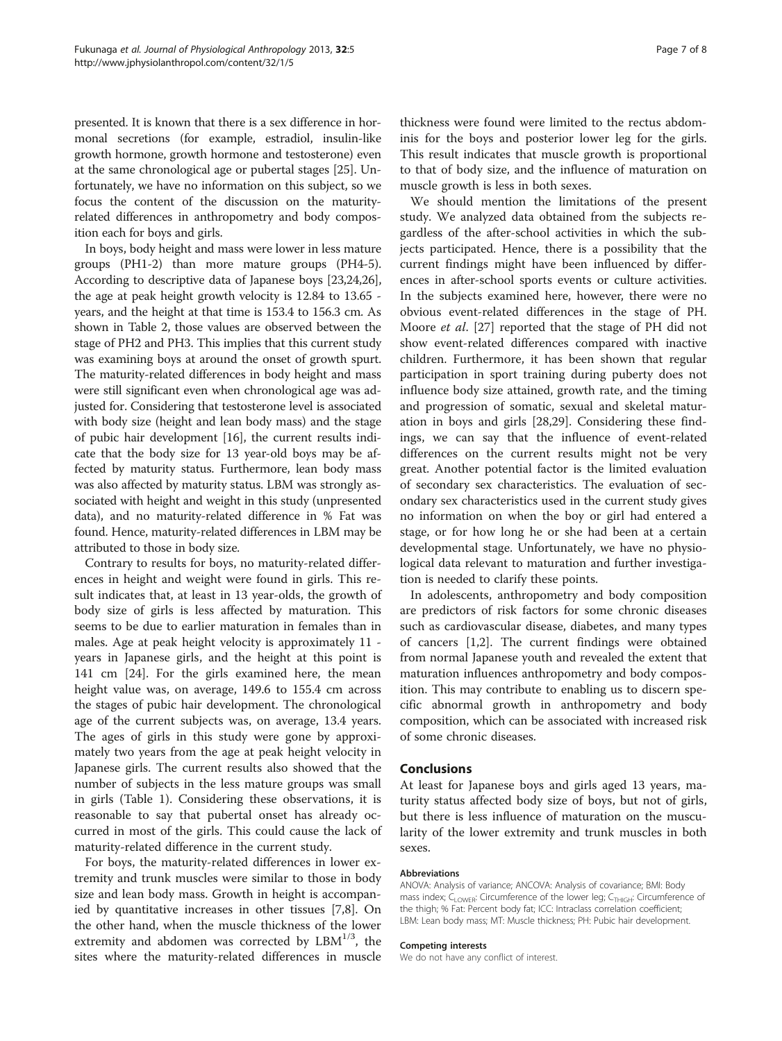presented. It is known that there is a sex difference in hormonal secretions (for example, estradiol, insulin-like growth hormone, growth hormone and testosterone) even at the same chronological age or pubertal stages [25]. Unfortunately, we have no information on this subject, so we focus the content of the discussion on the maturity-related differences in anthropometry and body composition each for boys and girls.

In boys, body height and mass were lower in less mature groups (PH1-2) than more mature groups (PH4-5). According to descriptive data of Japanese boys [23,24,26], the age at peak height growth velocity is 12.84 to 13.65 -years, and the height at that time is 153.4 to 156.3 cm. As shown in Table 2, those values are observed between the stage of PH2 and PH3. This implies that this current study was examining boys at around the onset of growth spurt. The maturity-related differences in body height and mass were still significant even when chronological age was adjusted for. Considering that testosterone level is associated with body size (height and lean body mass) and the stage of pubic hair development [16], the current results indicate that the body size for 13 year-old boys may be affected by maturity status. Furthermore, lean body mass was also affected by maturity status. LBM was strongly associated with height and weight in this study (unpresented data), and no maturity-related difference in % Fat was found. Hence, maturity-related differences in LBM may be attributed to those in body size.

Contrary to results for boys, no maturity-related differences in height and weight were found in girls. This result indicates that, at least in 13 year-olds, the growth of body size of girls is less affected by maturation. This seems to be due to earlier maturation in females than in males. Age at peak height velocity is approximately 11 -years in Japanese girls, and the height at this point is 141 cm [24]. For the girls examined here, the mean height value was, on average, 149.6 to 155.4 cm across the stages of pubic hair development. The chronological age of the current subjects was, on average, 13.4 years. The ages of girls in this study were gone by approximately two years from the age at peak height velocity in Japanese girls. The current results also showed that the number of subjects in the less mature groups was small in girls (Table 1). Considering these observations, it is reasonable to say that pubertal onset has already occurred in most of the girls. This could cause the lack of maturity-related difference in the current study.

For boys, the maturity-related differences in lower extremity and trunk muscles were similar to those in body size and lean body mass. Growth in height is accompanied by quantitative increases in other tissues [7,8]. On the other hand, when the muscle thickness of the lower extremity and abdomen was corrected by $LBM^{1/3}$, the sites where the maturity-related differences in muscle thickness were found were limited to the rectus abdominis for the boys and posterior lower leg for the girls. This result indicates that muscle growth is proportional to that of body size, and the influence of maturation on muscle growth is less in both sexes.

We should mention the limitations of the present study. We analyzed data obtained from the subjects regardless of the after-school activities in which the subjects participated. Hence, there is a possibility that the current findings might have been influenced by differences in after-school sports events or culture activities. In the subjects examined here, however, there were no obvious event-related differences in the stage of PH. Moore *et al*. [27] reported that the stage of PH did not show event-related differences compared with inactive children. Furthermore, it has been shown that regular participation in sport training during puberty does not influence body size attained, growth rate, and the timing and progression of somatic, sexual and skeletal maturation in boys and girls [28,29]. Considering these findings, we can say that the influence of event-related differences on the current results might not be very great. Another potential factor is the limited evaluation of secondary sex characteristics. The evaluation of secondary sex characteristics used in the current study gives no information on when the boy or girl had entered a stage, or for how long he or she had been at a certain developmental stage. Unfortunately, we have no physiological data relevant to maturation and further investigation is needed to clarify these points.

In adolescents, anthropometry and body composition are predictors of risk factors for some chronic diseases such as cardiovascular disease, diabetes, and many types of cancers [1,2]. The current findings were obtained from normal Japanese youth and revealed the extent that maturation influences anthropometry and body composition. This may contribute to enabling us to discern specific abnormal growth in anthropometry and body composition, which can be associated with increased risk of some chronic diseases.

## Conclusions

At least for Japanese boys and girls aged 13 years, maturity status affected body size of boys, but not of girls, but there is less influence of maturation on the muscularity of the lower extremity and trunk muscles in both sexes.

#### Abbreviations

ANOVA: Analysis of variance; ANCOVA: Analysis of covariance; BMI: Body mass index; $C_{LOWER}$: Circumference of the lower leg; $C_{THIGH}$: Circumference of the thigh; % Fat: Percent body fat; ICC: Intraclass correlation coefficient; LBM: Lean body mass; MT: Muscle thickness; PH: Pubic hair development.

#### Competing interests

We do not have any conflict of interest.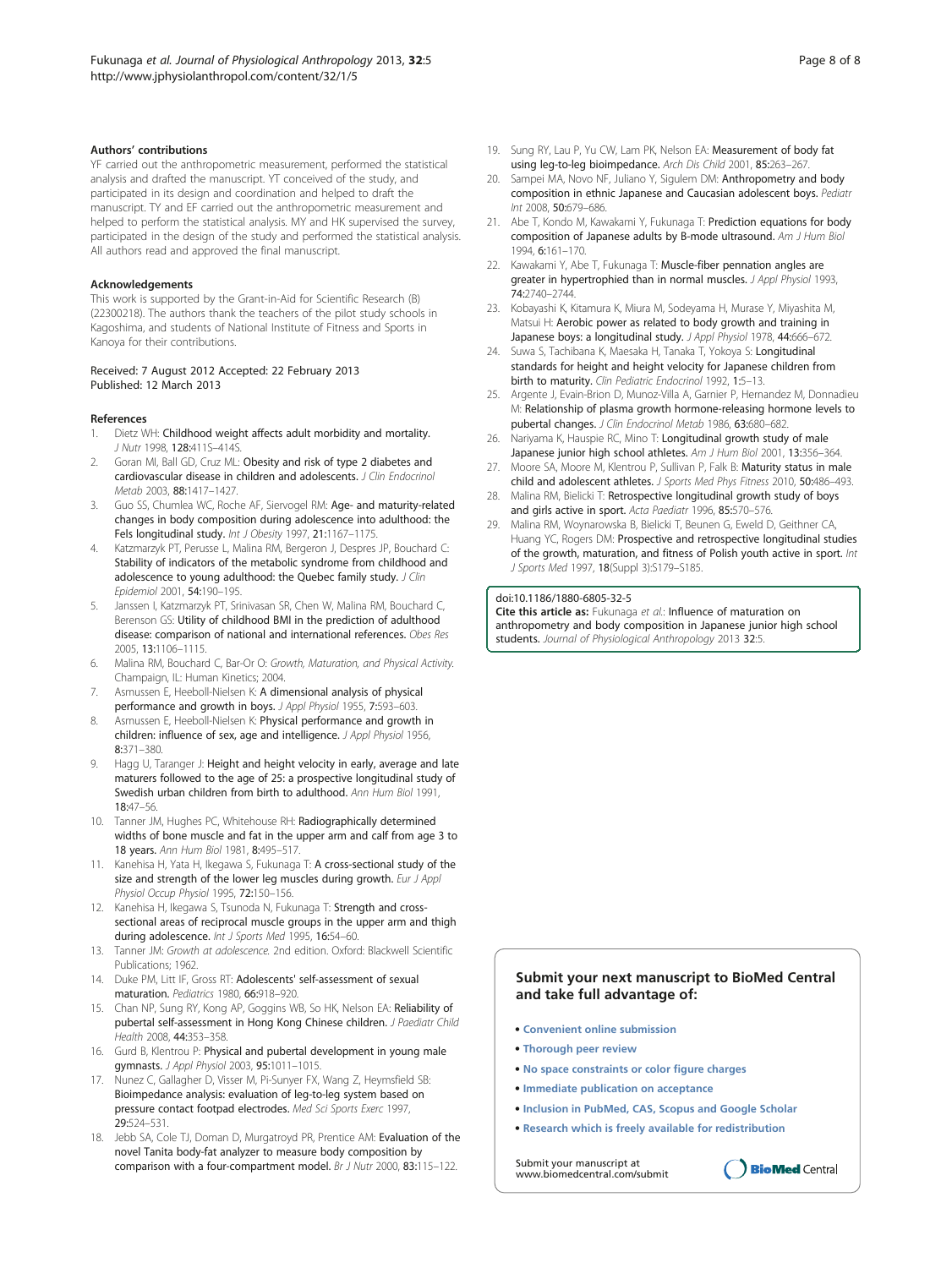### Authors' contributions

YF carried out the anthropometric measurement, performed the statistical analysis and drafted the manuscript. YT conceived of the study, and participated in its design and coordination and helped to draft the manuscript. TY and EF carried out the anthropometric measurement and helped to perform the statistical analysis. MY and HK supervised the survey, participated in the design of the study and performed the statistical analysis. All authors read and approved the final manuscript.

### Acknowledgements

This work is supported by the Grant-in-Aid for Scientific Research (B) (22300218). The authors thank the teachers of the pilot study schools in Kagoshima, and students of National Institute of Fitness and Sports in Kanoya for their contributions.

Received: 7 August 2012 Accepted: 22 February 2013
Published: 12 March 2013

### References

1. Dietz WH: **Childhood weight affects adult morbidity and mortality.** *J Nutr* 1998, **128:**411S–414S.
2. Goran MI, Ball GD, Cruz ML: **Obesity and risk of type 2 diabetes and cardiovascular disease in children and adolescents.** *J Clin Endocrinol Metab* 2003, **88:**1417–1427.
3. Guo SS, Chumlea WC, Roche AF, Siervogel RM: **Age- and maturity-related changes in body composition during adolescence into adulthood: the Fels longitudinal study.** *Int J Obesity* 1997, **21:**1167–1175.
4. Katzmarzyk PT, Perusse L, Malina RM, Bergeron J, Despres JP, Bouchard C: **Stability of indicators of the metabolic syndrome from childhood and adolescence to young adulthood: the Quebec family study.** *J Clin Epidemiol* 2001, **54:**190–195.
5. Janssen I, Katzmarzyk PT, Srinivasan SR, Chen W, Malina RM, Bouchard C, Berenson GS: **Utility of childhood BMI in the prediction of adulthood disease: comparison of national and international references.** *Obes Res* 2005, **13:**1106–1115.
6. Malina RM, Bouchard C, Bar-Or O: *Growth, Maturation, and Physical Activity.* Champaign, IL: Human Kinetics; 2004.
7. Asmussen E, Heeboll-Nielsen K: **A dimensional analysis of physical performance and growth in boys.** *J Appl Physiol* 1955, **7:**593–603.
8. Asmussen E, Heeboll-Nielsen K: **Physical performance and growth in children: influence of sex, age and intelligence.** *J Appl Physiol* 1956, **8:**371–380.
9. Hagg U, Taranger J: **Height and height velocity in early, average and late maturers followed to the age of 25: a prospective longitudinal study of Swedish urban children from birth to adulthood.** *Ann Hum Biol* 1991, **18:**47–56.
10. Tanner JM, Hughes PC, Whitehouse RH: **Radiographically determined widths of bone muscle and fat in the upper arm and calf from age 3 to 18 years.** *Ann Hum Biol* 1981, **8:**495–517.
11. Kanehisa H, Yata H, Ikegawa S, Fukunaga T: **A cross-sectional study of the size and strength of the lower leg muscles during growth.** *Eur J Appl Physiol Occup Physiol* 1995, **72:**150–156.
12. Kanehisa H, Ikegawa S, Tsunoda N, Fukunaga T: **Strength and cross-sectional areas of reciprocal muscle groups in the upper arm and thigh during adolescence.** *Int J Sports Med* 1995, **16:**54–60.
13. Tanner JM: *Growth at adolescence.* 2nd edition. Oxford: Blackwell Scientific Publications; 1962.
14. Duke PM, Litt IF, Gross RT: **Adolescents' self-assessment of sexual maturation.** *Pediatrics* 1980, **66:**918–920.
15. Chan NP, Sung RY, Kong AP, Goggins WB, So HK, Nelson EA: **Reliability of pubertal self-assessment in Hong Kong Chinese children.** *J Paediatr Child Health* 2008, **44:**353–358.
16. Gurd B, Klentrou P: **Physical and pubertal development in young male gymnasts.** *J Appl Physiol* 2003, **95:**1011–1015.
17. Nunez C, Gallagher D, Visser M, Pi-Sunyer FX, Wang Z, Heymsfield SB: **Bioimpedance analysis: evaluation of leg-to-leg system based on pressure contact footpad electrodes.** *Med Sci Sports Exerc* 1997, **29:**524–531.
18. Jebb SA, Cole TJ, Doman D, Murgatroyd PR, Prentice AM: **Evaluation of the novel Tanita body-fat analyzer to measure body composition by comparison with a four-compartment model.** *Br J Nutr* 2000, **83:**115–122.
19. Sung RY, Lau P, Yu CW, Lam PK, Nelson EA: **Measurement of body fat using leg-to-leg bioimpedance.** *Arch Dis Child* 2001, **85:**263–267.
20. Sampei MA, Novo NF, Juliano Y, Sigulem DM: **Anthropometry and body composition in ethnic Japanese and Caucasian adolescent boys.** *Pediatr Int* 2008, **50:**679–686.
21. Abe T, Kondo M, Kawakami Y, Fukunaga T: **Prediction equations for body composition of Japanese adults by B-mode ultrasound.** *Am J Hum Biol* 1994, **6:**161–170.
22. Kawakami Y, Abe T, Fukunaga T: **Muscle-fiber pennation angles are greater in hypertrophied than in normal muscles.** *J Appl Physiol* 1993, **74:**2740–2744.
23. Kobayashi K, Kitamura K, Miura M, Sodeyama H, Murase Y, Miyashita M, Matsui H: **Aerobic power as related to body growth and training in Japanese boys: a longitudinal study.** *J Appl Physiol* 1978, **44:**666–672.
24. Suwa S, Tachibana K, Maesaka H, Tanaka T, Yokoya S: **Longitudinal standards for height and height velocity for Japanese children from birth to maturity.** *Clin Pediatric Endocrinol* 1992, **1:**5–13.
25. Argente J, Evain-Brion D, Munoz-Villa A, Garnier P, Hernandez M, Donnadieu M: **Relationship of plasma growth hormone-releasing hormone levels to pubertal changes.** *J Clin Endocrinol Metab* 1986, **63:**680–682.
26. Nariyama K, Hauspie RC, Mino T: **Longitudinal growth study of male Japanese junior high school athletes.** *Am J Hum Biol* 2001, **13:**356–364.
27. Moore SA, Moore M, Klentrou P, Sullivan P, Falk B: **Maturity status in male child and adolescent athletes.** *J Sports Med Phys Fitness* 2010, **50:**486–493.
28. Malina RM, Bielicki T: **Retrospective longitudinal growth study of boys and girls active in sport.** *Acta Paediatr* 1996, **85:**570–576.
29. Malina RM, Woynarowska B, Bielicki T, Beunen G, Eweld D, Geithner CA, Huang YC, Rogers DM: **Prospective and retrospective longitudinal studies of the growth, maturation, and fitness of Polish youth active in sport.** *Int J Sports Med* 1997, **18**(Suppl 3):S179–S185.

doi:10.1186/1880-6805-32-5

**Cite this article as:** Fukunaga *et al.*: Influence of maturation on anthropometry and body composition in Japanese junior high school students. *Journal of Physiological Anthropology* 2013 **32**:5.

**Submit your next manuscript to BioMed Central and take full advantage of:**

- Convenient online submission
- Thorough peer review
- No space constraints or color figure charges
- Immediate publication on acceptance
- Inclusion in PubMed, CAS, Scopus and Google Scholar
- Research which is freely available for redistribution

Submit your manuscript at www.biomedcentral.com/submit

BioMed Central